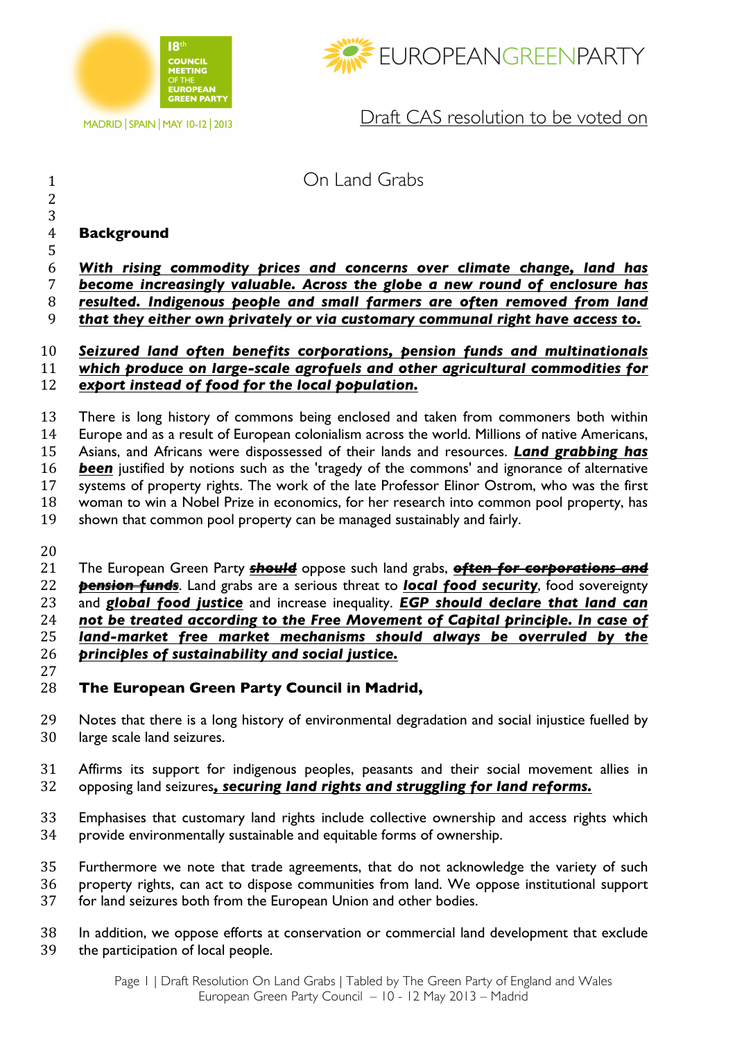Draft CAS resolution to be voted on

# On Land Grabs

## Background

***With rising commodity prices and concerns over climate change, land has become increasingly valuable. Across the globe a new round of enclosure has resulted. Indigenous people and small farmers are often removed from land that they either own privately or via customary communal right have access to.***

***Seizured land often benefits corporations, pension funds and multinationals which produce on large-scale agrofuels and other agricultural commodities for export instead of food for the local population.***

There is long history of commons being enclosed and taken from commoners both within Europe and as a result of European colonialism across the world. Millions of native Americans, Asians, and Africans were dispossessed of their lands and resources. ***Land grabbing has been*** justified by notions such as the 'tragedy of the commons' and ignorance of alternative systems of property rights. The work of the late Professor Elinor Ostrom, who was the first woman to win a Nobel Prize in economics, for her research into common pool property, has shown that common pool property can be managed sustainably and fairly.

The European Green Party ~~***should***~~ oppose such land grabs, ~~***often for corporations and pension funds***~~. Land grabs are a serious threat to ***local food security***, food sovereignty and ***global food justice*** and increase inequality. ***EGP should declare that land can not be treated according to the Free Movement of Capital principle. In case of land-market free market mechanisms should always be overruled by the principles of sustainability and social justice.***

## The European Green Party Council in Madrid,

Notes that there is a long history of environmental degradation and social injustice fuelled by large scale land seizures.

Affirms its support for indigenous peoples, peasants and their social movement allies in opposing land seizures***, securing land rights and struggling for land reforms.***

Emphasises that customary land rights include collective ownership and access rights which provide environmentally sustainable and equitable forms of ownership.

Furthermore we note that trade agreements, that do not acknowledge the variety of such property rights, can act to dispose communities from land. We oppose institutional support for land seizures both from the European Union and other bodies.

In addition, we oppose efforts at conservation or commercial land development that exclude the participation of local people.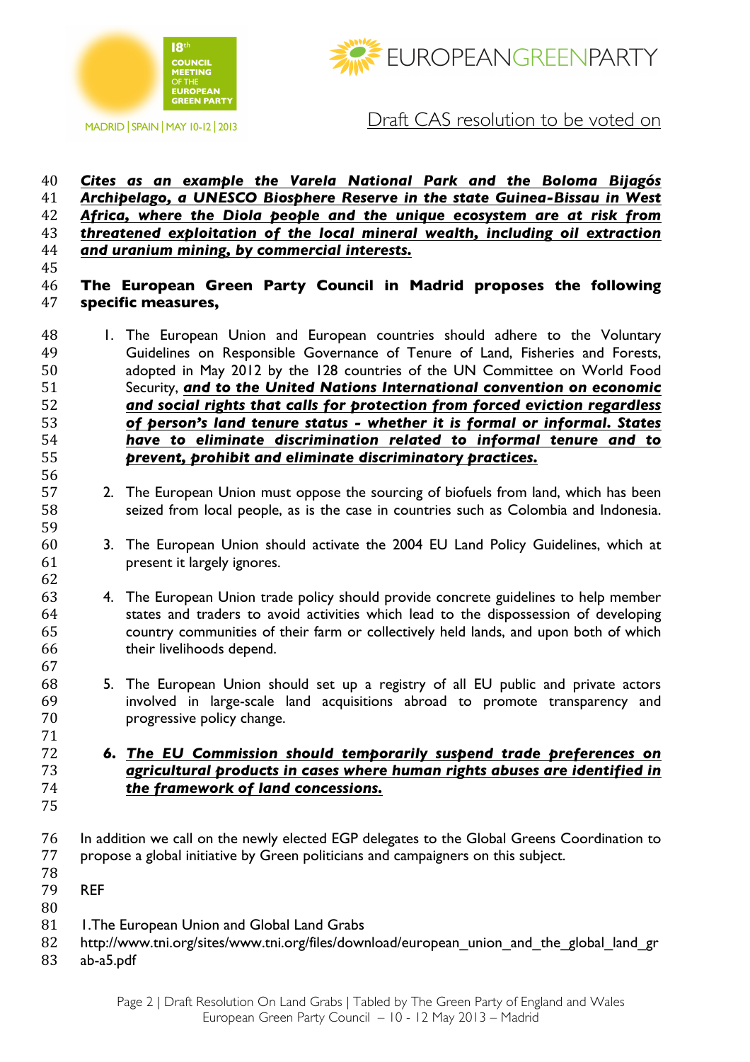***<u>Cites as an example the Varela National Park and the Boloma Bijagós Archipelago, a UNESCO Biosphere Reserve in the state Guinea-Bissau in West Africa, where the Diola people and the unique ecosystem are at risk from threatened exploitation of the local mineral wealth, including oil extraction and uranium mining, by commercial interests.</u>***

**The European Green Party Council in Madrid proposes the following specific measures,**

1. The European Union and European countries should adhere to the Voluntary Guidelines on Responsible Governance of Tenure of Land, Fisheries and Forests, adopted in May 2012 by the 128 countries of the UN Committee on World Food Security, ***<u>and to the United Nations International convention on economic and social rights that calls for protection from forced eviction regardless of person's land tenure status - whether it is formal or informal. States have to eliminate discrimination related to informal tenure and to prevent, prohibit and eliminate discriminatory practices.</u>***

2. The European Union must oppose the sourcing of biofuels from land, which has been seized from local people, as is the case in countries such as Colombia and Indonesia.

3. The European Union should activate the 2004 EU Land Policy Guidelines, which at present it largely ignores.

4. The European Union trade policy should provide concrete guidelines to help member states and traders to avoid activities which lead to the dispossession of developing country communities of their farm or collectively held lands, and upon both of which their livelihoods depend.

5. The European Union should set up a registry of all EU public and private actors involved in large-scale land acquisitions abroad to promote transparency and progressive policy change.

6. ***<u>The EU Commission should temporarily suspend trade preferences on agricultural products in cases where human rights abuses are identified in the framework of land concessions.</u>***

In addition we call on the newly elected EGP delegates to the Global Greens Coordination to propose a global initiative by Green politicians and campaigners on this subject.

REF

1.The European Union and Global Land Grabs
http://www.tni.org/sites/www.tni.org/files/download/european_union_and_the_global_land_grab-a5.pdf